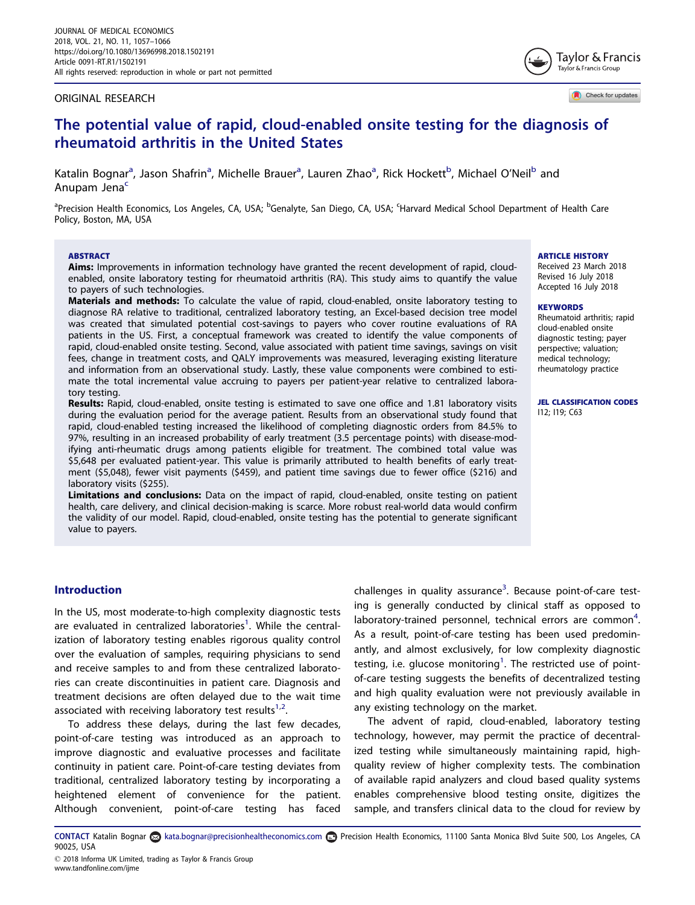ORIGINAL RESEARCH

# The potential value of rapid, cloud-enabled onsite testing for the diagnosis of rheumatoid arthritis in the United States

Katalin Bognar[a], Jason Shafrin[a], Michelle Brauer[a], Lauren Zhao[a], Rick Hockett[b], Michael O'Neil[b] and Anupam Jena[c]

[a]Precision Health Economics, Los Angeles, CA, USA; [b]Genalyte, San Diego, CA, USA; [c]Harvard Medical School Department of Health Care Policy, Boston, MA, USA

## ABSTRACT

**Aims:** Improvements in information technology have granted the recent development of rapid, cloud-enabled, onsite laboratory testing for rheumatoid arthritis (RA). This study aims to quantify the value to payers of such technologies.

**Materials and methods:** To calculate the value of rapid, cloud-enabled, onsite laboratory testing to diagnose RA relative to traditional, centralized laboratory testing, an Excel-based decision tree model was created that simulated potential cost-savings to payers who cover routine evaluations of RA patients in the US. First, a conceptual framework was created to identify the value components of rapid, cloud-enabled onsite testing. Second, value associated with patient time savings, savings on visit fees, change in treatment costs, and QALY improvements was measured, leveraging existing literature and information from an observational study. Lastly, these value components were combined to estimate the total incremental value accruing to payers per patient-year relative to centralized laboratory testing.

**Results:** Rapid, cloud-enabled, onsite testing is estimated to save one office and 1.81 laboratory visits during the evaluation period for the average patient. Results from an observational study found that rapid, cloud-enabled testing increased the likelihood of completing diagnostic orders from 84.5% to 97%, resulting in an increased probability of early treatment (3.5 percentage points) with disease-modifying anti-rheumatic drugs among patients eligible for treatment. The combined total value was $5,648 per evaluated patient-year. This value is primarily attributed to health benefits of early treatment ($5,048), fewer visit payments ($459), and patient time savings due to fewer office ($216) and laboratory visits ($255).

**Limitations and conclusions:** Data on the impact of rapid, cloud-enabled, onsite testing on patient health, care delivery, and clinical decision-making is scarce. More robust real-world data would confirm the validity of our model. Rapid, cloud-enabled, onsite testing has the potential to generate significant value to payers.

**ARTICLE HISTORY**
Received 23 March 2018
Revised 16 July 2018
Accepted 16 July 2018

**KEYWORDS**
Rheumatoid arthritis; rapid cloud-enabled onsite diagnostic testing; payer perspective; valuation; medical technology; rheumatology practice

**JEL CLASSIFICATION CODES**
I12; I19; C63

## Introduction

In the US, most moderate-to-high complexity diagnostic tests are evaluated in centralized laboratories[1]. While the centralization of laboratory testing enables rigorous quality control over the evaluation of samples, requiring physicians to send and receive samples to and from these centralized laboratories can create discontinuities in patient care. Diagnosis and treatment decisions are often delayed due to the wait time associated with receiving laboratory test results[1,2].

To address these delays, during the last few decades, point-of-care testing was introduced as an approach to improve diagnostic and evaluative processes and facilitate continuity in patient care. Point-of-care testing deviates from traditional, centralized laboratory testing by incorporating a heightened element of convenience for the patient. Although convenient, point-of-care testing has faced challenges in quality assurance[3]. Because point-of-care testing is generally conducted by clinical staff as opposed to laboratory-trained personnel, technical errors are common[4]. As a result, point-of-care testing has been used predominantly, and almost exclusively, for low complexity diagnostic testing, i.e. glucose monitoring[1]. The restricted use of point-of-care testing suggests the benefits of decentralized testing and high quality evaluation were not previously available in any existing technology on the market.

The advent of rapid, cloud-enabled, laboratory testing technology, however, may permit the practice of decentralized testing while simultaneously maintaining rapid, high-quality review of higher complexity tests. The combination of available rapid analyzers and cloud based quality systems enables comprehensive blood testing onsite, digitizes the sample, and transfers clinical data to the cloud for review by

CONTACT Katalin Bognar kata.bognar@precisionhealtheconomics.com Precision Health Economics, 11100 Santa Monica Blvd Suite 500, Los Angeles, CA 90025, USA

© 2018 Informa UK Limited, trading as Taylor & Francis Group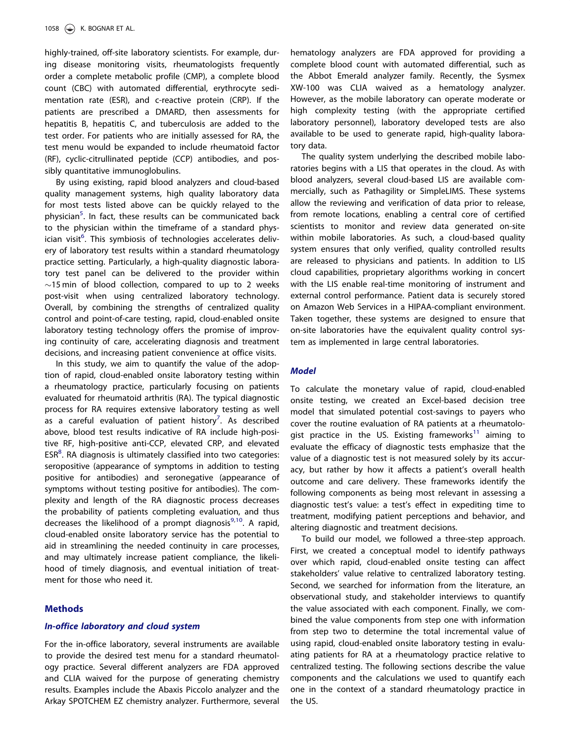highly-trained, off-site laboratory scientists. For example, during disease monitoring visits, rheumatologists frequently order a complete metabolic profile (CMP), a complete blood count (CBC) with automated differential, erythrocyte sedimentation rate (ESR), and c-reactive protein (CRP). If the patients are prescribed a DMARD, then assessments for hepatitis B, hepatitis C, and tuberculosis are added to the test order. For patients who are initially assessed for RA, the test menu would be expanded to include rheumatoid factor (RF), cyclic-citrullinated peptide (CCP) antibodies, and possibly quantitative immunoglobulins.

By using existing, rapid blood analyzers and cloud-based quality management systems, high quality laboratory data for most tests listed above can be quickly relayed to the physician[5]. In fact, these results can be communicated back to the physician within the timeframe of a standard physician visit[6]. This symbiosis of technologies accelerates delivery of laboratory test results within a standard rheumatology practice setting. Particularly, a high-quality diagnostic laboratory test panel can be delivered to the provider within ~15 min of blood collection, compared to up to 2 weeks post-visit when using centralized laboratory technology. Overall, by combining the strengths of centralized quality control and point-of-care testing, rapid, cloud-enabled onsite laboratory testing technology offers the promise of improving continuity of care, accelerating diagnosis and treatment decisions, and increasing patient convenience at office visits.

In this study, we aim to quantify the value of the adoption of rapid, cloud-enabled onsite laboratory testing within a rheumatology practice, particularly focusing on patients evaluated for rheumatoid arthritis (RA). The typical diagnostic process for RA requires extensive laboratory testing as well as a careful evaluation of patient history[7]. As described above, blood test results indicative of RA include high-positive RF, high-positive anti-CCP, elevated CRP, and elevated ESR[8]. RA diagnosis is ultimately classified into two categories: seropositive (appearance of symptoms in addition to testing positive for antibodies) and seronegative (appearance of symptoms without testing positive for antibodies). The complexity and length of the RA diagnostic process decreases the probability of patients completing evaluation, and thus decreases the likelihood of a prompt diagnosis[9,10]. A rapid, cloud-enabled onsite laboratory service has the potential to aid in streamlining the needed continuity in care processes, and may ultimately increase patient compliance, the likelihood of timely diagnosis, and eventual initiation of treatment for those who need it.

## Methods

### *In-office laboratory and cloud system*

For the in-office laboratory, several instruments are available to provide the desired test menu for a standard rheumatology practice. Several different analyzers are FDA approved and CLIA waived for the purpose of generating chemistry results. Examples include the Abaxis Piccolo analyzer and the Arkay SPOTCHEM EZ chemistry analyzer. Furthermore, several hematology analyzers are FDA approved for providing a complete blood count with automated differential, such as the Abbot Emerald analyzer family. Recently, the Sysmex XW-100 was CLIA waived as a hematology analyzer. However, as the mobile laboratory can operate moderate or high complexity testing (with the appropriate certified laboratory personnel), laboratory developed tests are also available to be used to generate rapid, high-quality laboratory data.

The quality system underlying the described mobile laboratories begins with a LIS that operates in the cloud. As with blood analyzers, several cloud-based LIS are available commercially, such as Pathagility or SimpleLIMS. These systems allow the reviewing and verification of data prior to release, from remote locations, enabling a central core of certified scientists to monitor and review data generated on-site within mobile laboratories. As such, a cloud-based quality system ensures that only verified, quality controlled results are released to physicians and patients. In addition to LIS cloud capabilities, proprietary algorithms working in concert with the LIS enable real-time monitoring of instrument and external control performance. Patient data is securely stored on Amazon Web Services in a HIPAA-compliant environment. Taken together, these systems are designed to ensure that on-site laboratories have the equivalent quality control system as implemented in large central laboratories.

### *Model*

To calculate the monetary value of rapid, cloud-enabled onsite testing, we created an Excel-based decision tree model that simulated potential cost-savings to payers who cover the routine evaluation of RA patients at a rheumatologist practice in the US. Existing frameworks[11] aiming to evaluate the efficacy of diagnostic tests emphasize that the value of a diagnostic test is not measured solely by its accuracy, but rather by how it affects a patient's overall health outcome and care delivery. These frameworks identify the following components as being most relevant in assessing a diagnostic test's value: a test's effect in expediting time to treatment, modifying patient perceptions and behavior, and altering diagnostic and treatment decisions.

To build our model, we followed a three-step approach. First, we created a conceptual model to identify pathways over which rapid, cloud-enabled onsite testing can affect stakeholders' value relative to centralized laboratory testing. Second, we searched for information from the literature, an observational study, and stakeholder interviews to quantify the value associated with each component. Finally, we combined the value components from step one with information from step two to determine the total incremental value of using rapid, cloud-enabled onsite laboratory testing in evaluating patients for RA at a rheumatology practice relative to centralized testing. The following sections describe the value components and the calculations we used to quantify each one in the context of a standard rheumatology practice in the US.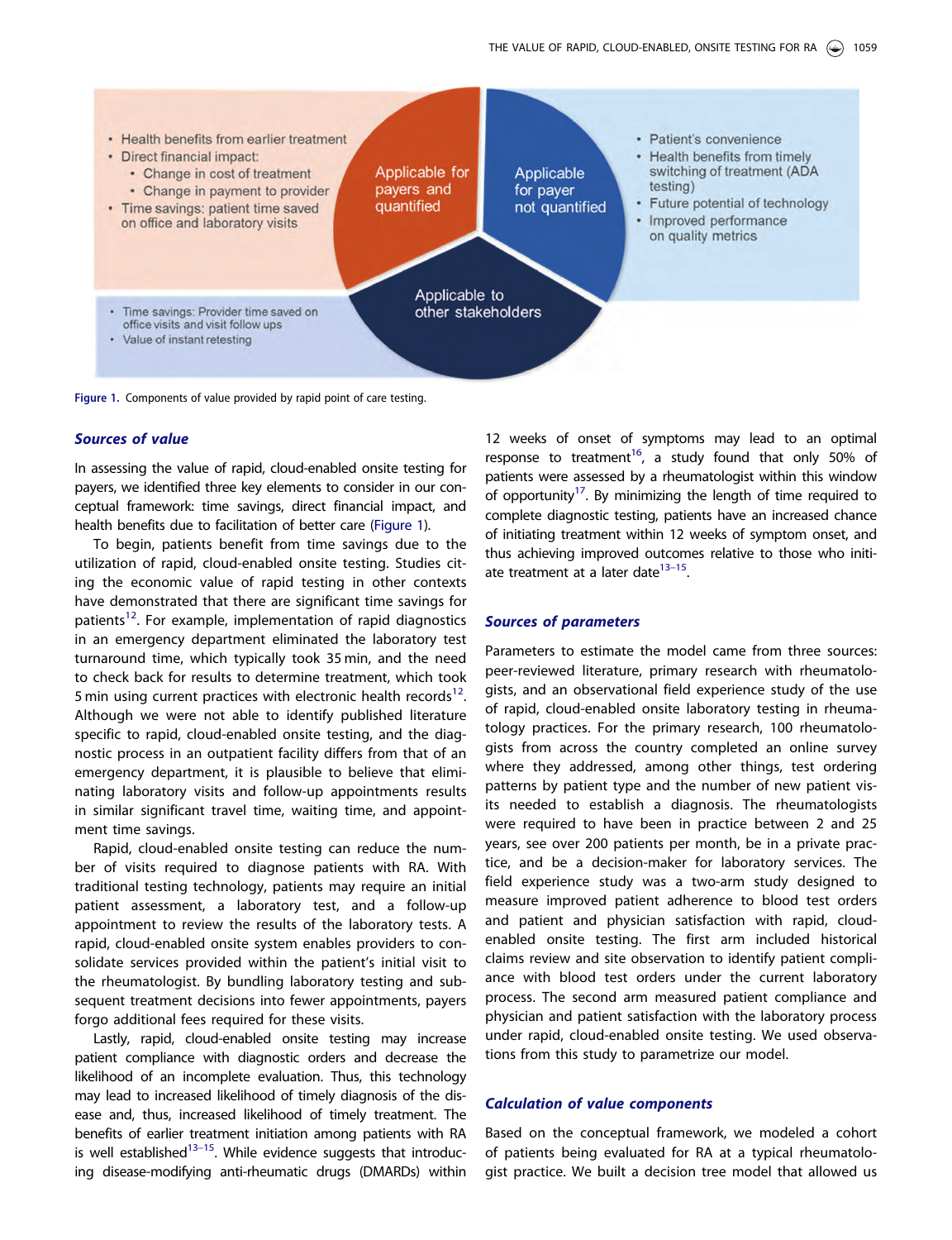- Health benefits from earlier treatment
- Direct financial impact:
  - Change in cost of treatment
  - Change in payment to provider
- Time savings: patient time saved on office and laboratory visits

Applicable for payers and quantified

Applicable for payer not quantified

- Patient's convenience
- Health benefits from timely switching of treatment (ADA testing)
- Future potential of technology
- Improved performance on quality metrics

Applicable to other stakeholders

- Time savings: Provider time saved on office visits and visit follow ups
- Value of instant retesting

Figure 1. Components of value provided by rapid point of care testing.

### Sources of value

In assessing the value of rapid, cloud-enabled onsite testing for payers, we identified three key elements to consider in our conceptual framework: time savings, direct financial impact, and health benefits due to facilitation of better care (Figure 1).

To begin, patients benefit from time savings due to the utilization of rapid, cloud-enabled onsite testing. Studies citing the economic value of rapid testing in other contexts have demonstrated that there are significant time savings for patients[12]. For example, implementation of rapid diagnostics in an emergency department eliminated the laboratory test turnaround time, which typically took 35 min, and the need to check back for results to determine treatment, which took 5 min using current practices with electronic health records[12]. Although we were not able to identify published literature specific to rapid, cloud-enabled onsite testing, and the diagnostic process in an outpatient facility differs from that of an emergency department, it is plausible to believe that eliminating laboratory visits and follow-up appointments results in similar significant travel time, waiting time, and appointment time savings.

Rapid, cloud-enabled onsite testing can reduce the number of visits required to diagnose patients with RA. With traditional testing technology, patients may require an initial patient assessment, a laboratory test, and a follow-up appointment to review the results of the laboratory tests. A rapid, cloud-enabled onsite system enables providers to consolidate services provided within the patient's initial visit to the rheumatologist. By bundling laboratory testing and subsequent treatment decisions into fewer appointments, payers forgo additional fees required for these visits.

Lastly, rapid, cloud-enabled onsite testing may increase patient compliance with diagnostic orders and decrease the likelihood of an incomplete evaluation. Thus, this technology may lead to increased likelihood of timely diagnosis of the disease and, thus, increased likelihood of timely treatment. The benefits of earlier treatment initiation among patients with RA is well established[13–15]. While evidence suggests that introducing disease-modifying anti-rheumatic drugs (DMARDs) within 12 weeks of onset of symptoms may lead to an optimal response to treatment[16], a study found that only 50% of patients were assessed by a rheumatologist within this window of opportunity[17]. By minimizing the length of time required to complete diagnostic testing, patients have an increased chance of initiating treatment within 12 weeks of symptom onset, and thus achieving improved outcomes relative to those who initiate treatment at a later date[13–15].

### Sources of parameters

Parameters to estimate the model came from three sources: peer-reviewed literature, primary research with rheumatologists, and an observational field experience study of the use of rapid, cloud-enabled onsite laboratory testing in rheumatology practices. For the primary research, 100 rheumatologists from across the country completed an online survey where they addressed, among other things, test ordering patterns by patient type and the number of new patient visits needed to establish a diagnosis. The rheumatologists were required to have been in practice between 2 and 25 years, see over 200 patients per month, be in a private practice, and be a decision-maker for laboratory services. The field experience study was a two-arm study designed to measure improved patient adherence to blood test orders and patient and physician satisfaction with rapid, cloud-enabled onsite testing. The first arm included historical claims review and site observation to identify patient compliance with blood test orders under the current laboratory process. The second arm measured patient compliance and physician and patient satisfaction with the laboratory process under rapid, cloud-enabled onsite testing. We used observations from this study to parametrize our model.

### Calculation of value components

Based on the conceptual framework, we modeled a cohort of patients being evaluated for RA at a typical rheumatologist practice. We built a decision tree model that allowed us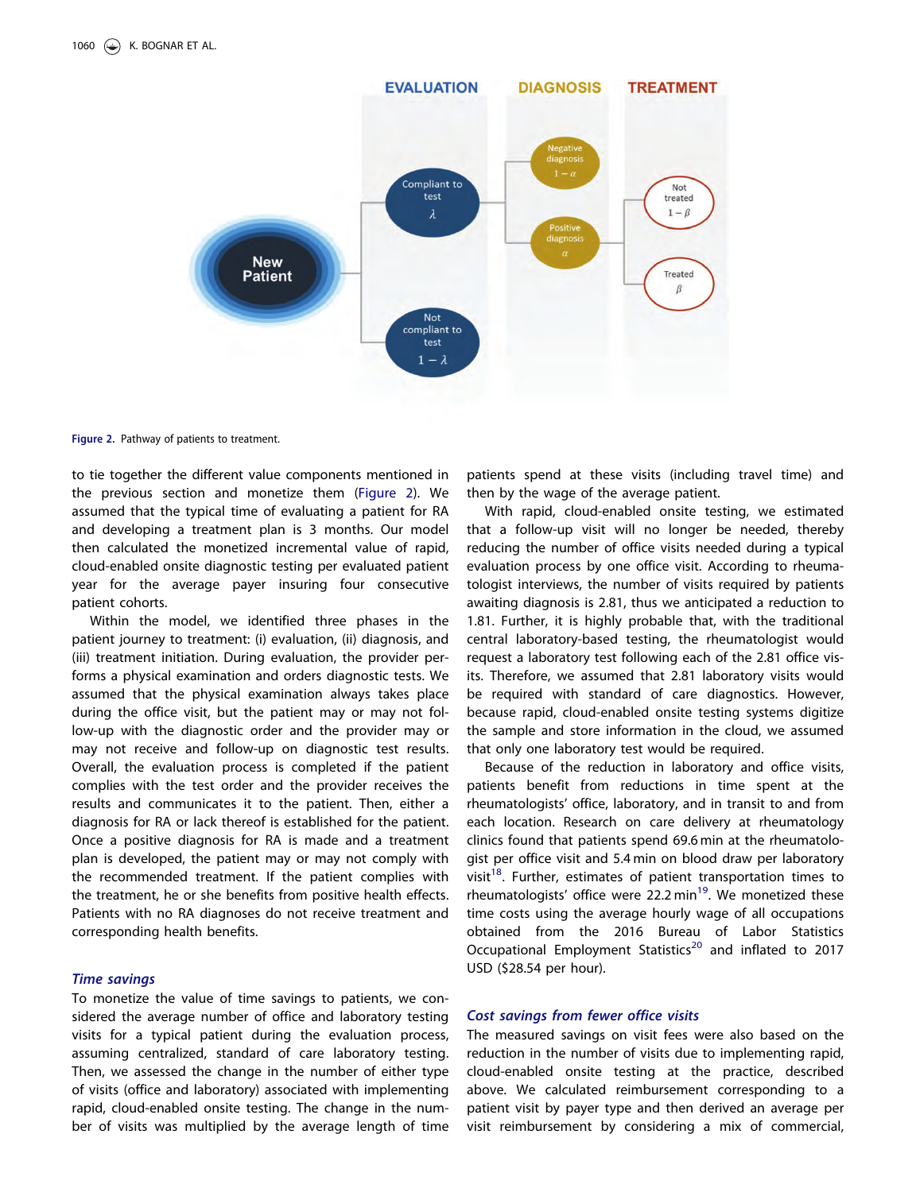Figure 2. Pathway of patients to treatment.

to tie together the different value components mentioned in the previous section and monetize them (Figure 2). We assumed that the typical time of evaluating a patient for RA and developing a treatment plan is 3 months. Our model then calculated the monetized incremental value of rapid, cloud-enabled onsite diagnostic testing per evaluated patient year for the average payer insuring four consecutive patient cohorts.

Within the model, we identified three phases in the patient journey to treatment: (i) evaluation, (ii) diagnosis, and (iii) treatment initiation. During evaluation, the provider performs a physical examination and orders diagnostic tests. We assumed that the physical examination always takes place during the office visit, but the patient may or may not follow-up with the diagnostic order and the provider may or may not receive and follow-up on diagnostic test results. Overall, the evaluation process is completed if the patient complies with the test order and the provider receives the results and communicates it to the patient. Then, either a diagnosis for RA or lack thereof is established for the patient. Once a positive diagnosis for RA is made and a treatment plan is developed, the patient may or may not comply with the recommended treatment. If the patient complies with the treatment, he or she benefits from positive health effects. Patients with no RA diagnoses do not receive treatment and corresponding health benefits.

### *Time savings*

To monetize the value of time savings to patients, we considered the average number of office and laboratory testing visits for a typical patient during the evaluation process, assuming centralized, standard of care laboratory testing. Then, we assessed the change in the number of either type of visits (office and laboratory) associated with implementing rapid, cloud-enabled onsite testing. The change in the number of visits was multiplied by the average length of time patients spend at these visits (including travel time) and then by the wage of the average patient.

With rapid, cloud-enabled onsite testing, we estimated that a follow-up visit will no longer be needed, thereby reducing the number of office visits needed during a typical evaluation process by one office visit. According to rheumatologist interviews, the number of visits required by patients awaiting diagnosis is 2.81, thus we anticipated a reduction to 1.81. Further, it is highly probable that, with the traditional central laboratory-based testing, the rheumatologist would request a laboratory test following each of the 2.81 office visits. Therefore, we assumed that 2.81 laboratory visits would be required with standard of care diagnostics. However, because rapid, cloud-enabled onsite testing systems digitize the sample and store information in the cloud, we assumed that only one laboratory test would be required.

Because of the reduction in laboratory and office visits, patients benefit from reductions in time spent at the rheumatologists' office, laboratory, and in transit to and from each location. Research on care delivery at rheumatology clinics found that patients spend 69.6 min at the rheumatologist per office visit and 5.4 min on blood draw per laboratory visit[18]. Further, estimates of patient transportation times to rheumatologists' office were 22.2 min[19]. We monetized these time costs using the average hourly wage of all occupations obtained from the 2016 Bureau of Labor Statistics Occupational Employment Statistics[20] and inflated to 2017 USD ($28.54 per hour).

### *Cost savings from fewer office visits*

The measured savings on visit fees were also based on the reduction in the number of visits due to implementing rapid, cloud-enabled onsite testing at the practice, described above. We calculated reimbursement corresponding to a patient visit by payer type and then derived an average per visit reimbursement by considering a mix of commercial,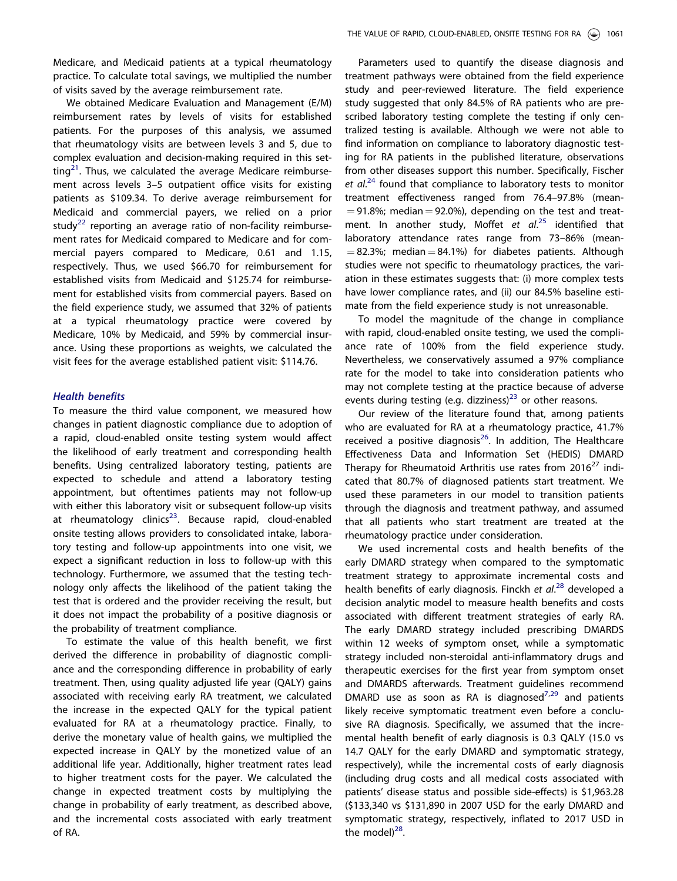Medicare, and Medicaid patients at a typical rheumatology practice. To calculate total savings, we multiplied the number of visits saved by the average reimbursement rate.

We obtained Medicare Evaluation and Management (E/M) reimbursement rates by levels of visits for established patients. For the purposes of this analysis, we assumed that rheumatology visits are between levels 3 and 5, due to complex evaluation and decision-making required in this setting[21]. Thus, we calculated the average Medicare reimbursement across levels 3–5 outpatient office visits for existing patients as \$109.34. To derive average reimbursement for Medicaid and commercial payers, we relied on a prior study[22] reporting an average ratio of non-facility reimbursement rates for Medicaid compared to Medicare and for commercial payers compared to Medicare, 0.61 and 1.15, respectively. Thus, we used \$66.70 for reimbursement for established visits from Medicaid and \$125.74 for reimbursement for established visits from commercial payers. Based on the field experience study, we assumed that 32% of patients at a typical rheumatology practice were covered by Medicare, 10% by Medicaid, and 59% by commercial insurance. Using these proportions as weights, we calculated the visit fees for the average established patient visit: \$114.76.

### *Health benefits*

To measure the third value component, we measured how changes in patient diagnostic compliance due to adoption of a rapid, cloud-enabled onsite testing system would affect the likelihood of early treatment and corresponding health benefits. Using centralized laboratory testing, patients are expected to schedule and attend a laboratory testing appointment, but oftentimes patients may not follow-up with either this laboratory visit or subsequent follow-up visits at rheumatology clinics[23]. Because rapid, cloud-enabled onsite testing allows providers to consolidated intake, laboratory testing and follow-up appointments into one visit, we expect a significant reduction in loss to follow-up with this technology. Furthermore, we assumed that the testing technology only affects the likelihood of the patient taking the test that is ordered and the provider receiving the result, but it does not impact the probability of a positive diagnosis or the probability of treatment compliance.

To estimate the value of this health benefit, we first derived the difference in probability of diagnostic compliance and the corresponding difference in probability of early treatment. Then, using quality adjusted life year (QALY) gains associated with receiving early RA treatment, we calculated the increase in the expected QALY for the typical patient evaluated for RA at a rheumatology practice. Finally, to derive the monetary value of health gains, we multiplied the expected increase in QALY by the monetized value of an additional life year. Additionally, higher treatment rates lead to higher treatment costs for the payer. We calculated the change in expected treatment costs by multiplying the change in probability of early treatment, as described above, and the incremental costs associated with early treatment of RA.

Parameters used to quantify the disease diagnosis and treatment pathways were obtained from the field experience study and peer-reviewed literature. The field experience study suggested that only 84.5% of RA patients who are prescribed laboratory testing complete the testing if only centralized testing is available. Although we were not able to find information on compliance to laboratory diagnostic testing for RA patients in the published literature, observations from other diseases support this number. Specifically, Fischer *et al.*[24] found that compliance to laboratory tests to monitor treatment effectiveness ranged from 76.4–97.8% (mean = 91.8%; median = 92.0%), depending on the test and treatment. In another study, Moffet *et al.*[25] identified that laboratory attendance rates range from 73–86% (mean = 82.3%; median = 84.1%) for diabetes patients. Although studies were not specific to rheumatology practices, the variation in these estimates suggests that: (i) more complex tests have lower compliance rates, and (ii) our 84.5% baseline estimate from the field experience study is not unreasonable.

To model the magnitude of the change in compliance with rapid, cloud-enabled onsite testing, we used the compliance rate of 100% from the field experience study. Nevertheless, we conservatively assumed a 97% compliance rate for the model to take into consideration patients who may not complete testing at the practice because of adverse events during testing (e.g. dizziness)[23] or other reasons.

Our review of the literature found that, among patients who are evaluated for RA at a rheumatology practice, 41.7% received a positive diagnosis[26]. In addition, The Healthcare Effectiveness Data and Information Set (HEDIS) DMARD Therapy for Rheumatoid Arthritis use rates from 2016[27] indicated that 80.7% of diagnosed patients start treatment. We used these parameters in our model to transition patients through the diagnosis and treatment pathway, and assumed that all patients who start treatment are treated at the rheumatology practice under consideration.

We used incremental costs and health benefits of the early DMARD strategy when compared to the symptomatic treatment strategy to approximate incremental costs and health benefits of early diagnosis. Finckh *et al.*[28] developed a decision analytic model to measure health benefits and costs associated with different treatment strategies of early RA. The early DMARD strategy included prescribing DMARDS within 12 weeks of symptom onset, while a symptomatic strategy included non-steroidal anti-inflammatory drugs and therapeutic exercises for the first year from symptom onset and DMARDS afterwards. Treatment guidelines recommend DMARD use as soon as RA is diagnosed[7,29] and patients likely receive symptomatic treatment even before a conclusive RA diagnosis. Specifically, we assumed that the incremental health benefit of early diagnosis is 0.3 QALY (15.0 vs 14.7 QALY for the early DMARD and symptomatic strategy, respectively), while the incremental costs of early diagnosis (including drug costs and all medical costs associated with patients' disease status and possible side-effects) is \$1,963.28 (\$133,340 vs \$131,890 in 2007 USD for the early DMARD and symptomatic strategy, respectively, inflated to 2017 USD in the model)[28].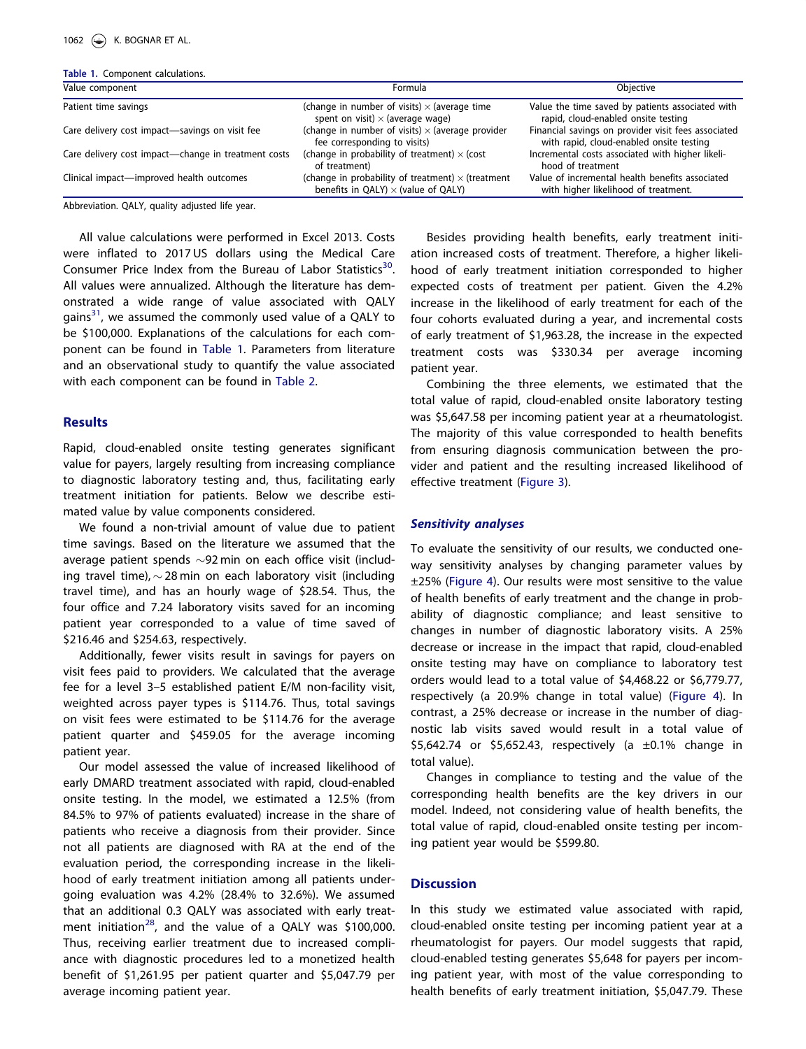**Table 1.** Component calculations.

| Value component | Formula | Objective |
|---|---|---|
| Patient time savings | (change in number of visits) × (average time spent on visit) × (average wage) | Value the time saved by patients associated with rapid, cloud-enabled onsite testing |
| Care delivery cost impact—savings on visit fee | (change in number of visits) × (average provider fee corresponding to visits) | Financial savings on provider visit fees associated with rapid, cloud-enabled onsite testing |
| Care delivery cost impact—change in treatment costs | (change in probability of treatment) × (cost of treatment) | Incremental costs associated with higher likelihood of treatment |
| Clinical impact—improved health outcomes | (change in probability of treatment) × (treatment benefits in QALY) × (value of QALY) | Value of incremental health benefits associated with higher likelihood of treatment. |

Abbreviation. QALY, quality adjusted life year.

All value calculations were performed in Excel 2013. Costs were inflated to 2017 US dollars using the Medical Care Consumer Price Index from the Bureau of Labor Statistics[30]. All values were annualized. Although the literature has demonstrated a wide range of value associated with QALY gains[31], we assumed the commonly used value of a QALY to be $100,000. Explanations of the calculations for each component can be found in Table 1. Parameters from literature and an observational study to quantify the value associated with each component can be found in Table 2.

## Results

Rapid, cloud-enabled onsite testing generates significant value for payers, largely resulting from increasing compliance to diagnostic laboratory testing and, thus, facilitating early treatment initiation for patients. Below we describe estimated value by value components considered.

We found a non-trivial amount of value due to patient time savings. Based on the literature we assumed that the average patient spends ~92 min on each office visit (including travel time), ~28 min on each laboratory visit (including travel time), and has an hourly wage of $28.54. Thus, the four office and 7.24 laboratory visits saved for an incoming patient year corresponded to a value of time saved of $216.46 and $254.63, respectively.

Additionally, fewer visits result in savings for payers on visit fees paid to providers. We calculated that the average fee for a level 3–5 established patient E/M non-facility visit, weighted across payer types is $114.76. Thus, total savings on visit fees were estimated to be $114.76 for the average patient quarter and $459.05 for the average incoming patient year.

Our model assessed the value of increased likelihood of early DMARD treatment associated with rapid, cloud-enabled onsite testing. In the model, we estimated a 12.5% (from 84.5% to 97% of patients evaluated) increase in the share of patients who receive a diagnosis from their provider. Since not all patients are diagnosed with RA at the end of the evaluation period, the corresponding increase in the likelihood of early treatment initiation among all patients undergoing evaluation was 4.2% (28.4% to 32.6%). We assumed that an additional 0.3 QALY was associated with early treatment initiation[28], and the value of a QALY was $100,000. Thus, receiving earlier treatment due to increased compliance with diagnostic procedures led to a monetized health benefit of $1,261.95 per patient quarter and $5,047.79 per average incoming patient year.

Besides providing health benefits, early treatment initiation increased costs of treatment. Therefore, a higher likelihood of early treatment initiation corresponded to higher expected costs of treatment per patient. Given the 4.2% increase in the likelihood of early treatment for each of the four cohorts evaluated during a year, and incremental costs of early treatment of $1,963.28, the increase in the expected treatment costs was $330.34 per average incoming patient year.

Combining the three elements, we estimated that the total value of rapid, cloud-enabled onsite laboratory testing was $5,647.58 per incoming patient year at a rheumatologist. The majority of this value corresponded to health benefits from ensuring diagnosis communication between the provider and patient and the resulting increased likelihood of effective treatment (Figure 3).

### *Sensitivity analyses*

To evaluate the sensitivity of our results, we conducted one-way sensitivity analyses by changing parameter values by ±25% (Figure 4). Our results were most sensitive to the value of health benefits of early treatment and the change in probability of diagnostic compliance; and least sensitive to changes in number of diagnostic laboratory visits. A 25% decrease or increase in the impact that rapid, cloud-enabled onsite testing may have on compliance to laboratory test orders would lead to a total value of $4,468.22 or $6,779.77, respectively (a 20.9% change in total value) (Figure 4). In contrast, a 25% decrease or increase in the number of diagnostic lab visits saved would result in a total value of $5,642.74 or $5,652.43, respectively (a ±0.1% change in total value).

Changes in compliance to testing and the value of the corresponding health benefits are the key drivers in our model. Indeed, not considering value of health benefits, the total value of rapid, cloud-enabled onsite testing per incoming patient year would be $599.80.

## Discussion

In this study we estimated value associated with rapid, cloud-enabled onsite testing per incoming patient year at a rheumatologist for payers. Our model suggests that rapid, cloud-enabled testing generates $5,648 for payers per incoming patient year, with most of the value corresponding to health benefits of early treatment initiation, $5,047.79. These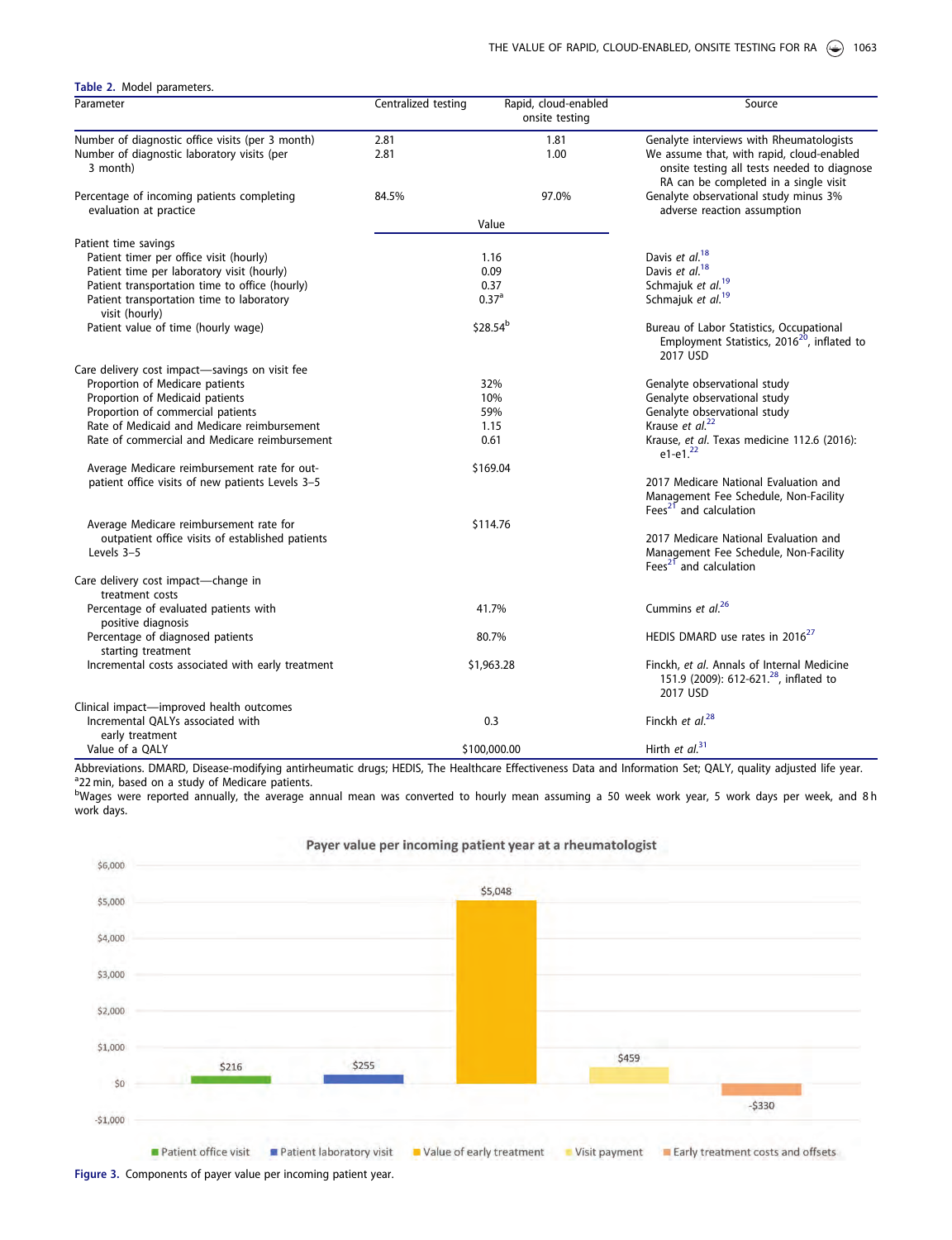Table 2. Model parameters.

| Parameter | Centralized testing | Rapid, cloud-enabled onsite testing | Source |
|---|---|---|---|
| Number of diagnostic office visits (per 3 month) | 2.81 | 1.81 | Genalyte interviews with Rheumatologists |
| Number of diagnostic laboratory visits (per 3 month) | 2.81 | 1.00 | We assume that, with rapid, cloud-enabled onsite testing all tests needed to diagnose RA can be completed in a single visit |
| Percentage of incoming patients completing evaluation at practice | 84.5% | 97.0% | Genalyte observational study minus 3% adverse reaction assumption |
| | Value | | |
| Patient time savings | | | |
| Patient timer per office visit (hourly) | 1.16 | | Davis *et al.*[18] |
| Patient time per laboratory visit (hourly) | 0.09 | | Davis *et al.*[18] |
| Patient transportation time to office (hourly) | 0.37 | | Schmajuk *et al.*[19] |
| Patient transportation time to laboratory visit (hourly) | 0.37[a] | | Schmajuk *et al.*[19] |
| Patient value of time (hourly wage) | $28.54[b] | | Bureau of Labor Statistics, Occupational Employment Statistics, 2016[20], inflated to 2017 USD |
| Care delivery cost impact—savings on visit fee | | | |
| Proportion of Medicare patients | 32% | | Genalyte observational study |
| Proportion of Medicaid patients | 10% | | Genalyte observational study |
| Proportion of commercial patients | 59% | | Genalyte observational study |
| Rate of Medicaid and Medicare reimbursement | 1.15 | | Krause *et al.*[22] |
| Rate of commercial and Medicare reimbursement | 0.61 | | Krause, *et al.* Texas medicine 112.6 (2016): e1-e1.[22] |
| Average Medicare reimbursement rate for out-patient office visits of new patients Levels 3–5 | $169.04 | | 2017 Medicare National Evaluation and Management Fee Schedule, Non-Facility Fees[21] and calculation |
| Average Medicare reimbursement rate for outpatient office visits of established patients Levels 3–5 | $114.76 | | 2017 Medicare National Evaluation and Management Fee Schedule, Non-Facility Fees[21] and calculation |
| Care delivery cost impact—change in treatment costs | | | |
| Percentage of evaluated patients with positive diagnosis | 41.7% | | Cummins *et al.*[26] |
| Percentage of diagnosed patients starting treatment | 80.7% | | HEDIS DMARD use rates in 2016[27] |
| Incremental costs associated with early treatment | $1,963.28 | | Finckh, *et al.* Annals of Internal Medicine 151.9 (2009): 612-621.[28], inflated to 2017 USD |
| Clinical impact—improved health outcomes | | | |
| Incremental QALYs associated with early treatment | 0.3 | | Finckh *et al.*[28] |
| Value of a QALY | $100,000.00 | | Hirth *et al.*[31] |

Abbreviations. DMARD, Disease-modifying antirheumatic drugs; HEDIS, The Healthcare Effectiveness Data and Information Set; QALY, quality adjusted life year.
[a]22 min, based on a study of Medicare patients.
[b]Wages were reported annually, the average annual mean was converted to hourly mean assuming a 50 week work year, 5 work days per week, and 8 h work days.

Figure 3. Components of payer value per incoming patient year.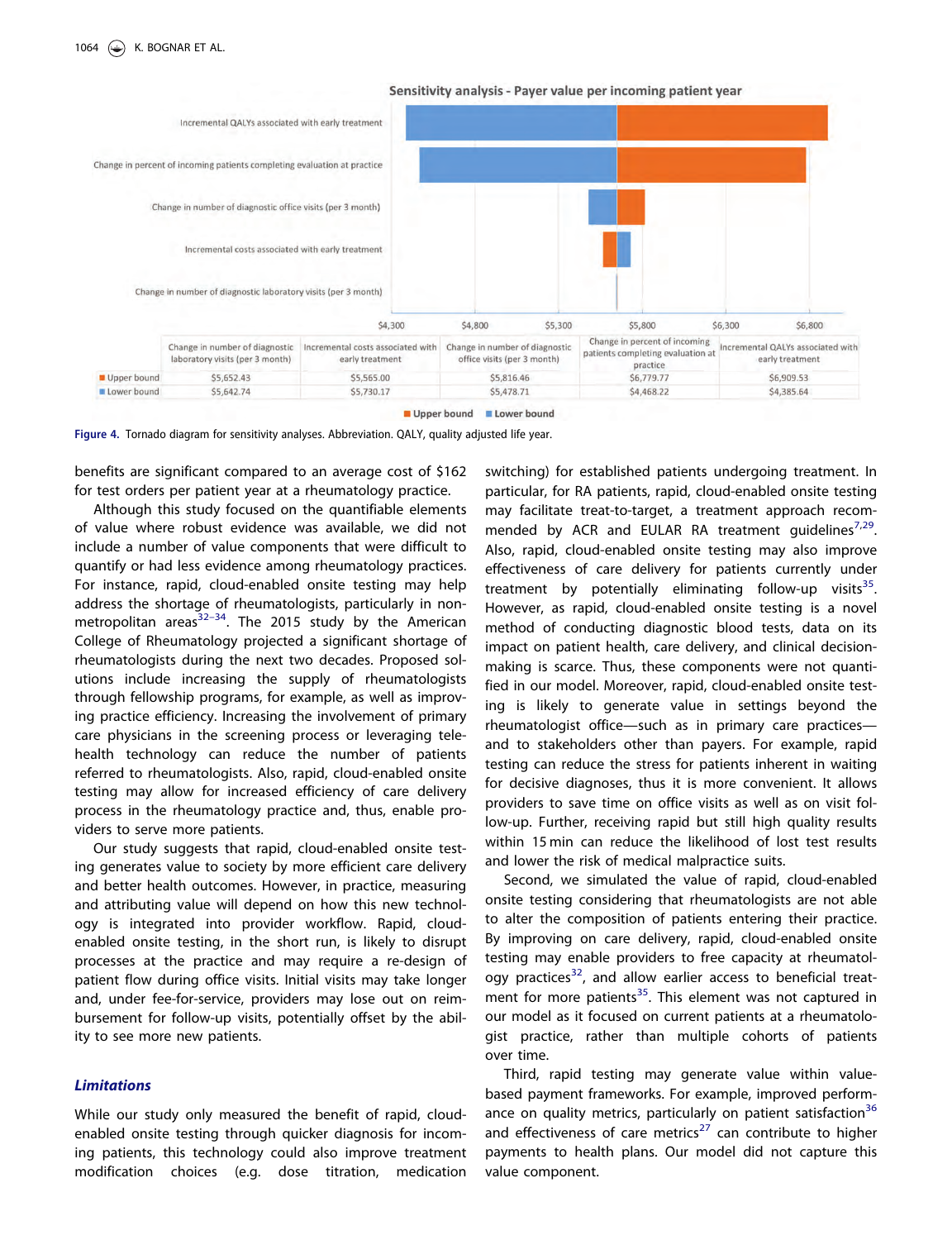**Sensitivity analysis - Payer value per incoming patient year**

|  | Change in number of diagnostic laboratory visits (per 3 month) | Incremental costs associated with early treatment | Change in number of diagnostic office visits (per 3 month) | Change in percent of incoming patients completing evaluation at practice | Incremental QALYs associated with early treatment |
|---|---|---|---|---|---|
| Upper bound | $5,652.43 | $5,565.00 | $5,816.46 | $6,779.77 | $6,909.53 |
| Lower bound | $5,642.74 | $5,730.17 | $5,478.71 | $4,468.22 | $4,385.64 |

Figure 4. Tornado diagram for sensitivity analyses. Abbreviation. QALY, quality adjusted life year.

benefits are significant compared to an average cost of $162 for test orders per patient year at a rheumatology practice.

Although this study focused on the quantifiable elements of value where robust evidence was available, we did not include a number of value components that were difficult to quantify or had less evidence among rheumatology practices. For instance, rapid, cloud-enabled onsite testing may help address the shortage of rheumatologists, particularly in non-metropolitan areas[32–34]. The 2015 study by the American College of Rheumatology projected a significant shortage of rheumatologists during the next two decades. Proposed solutions include increasing the supply of rheumatologists through fellowship programs, for example, as well as improving practice efficiency. Increasing the involvement of primary care physicians in the screening process or leveraging telehealth technology can reduce the number of patients referred to rheumatologists. Also, rapid, cloud-enabled onsite testing may allow for increased efficiency of care delivery process in the rheumatology practice and, thus, enable providers to serve more patients.

Our study suggests that rapid, cloud-enabled onsite testing generates value to society by more efficient care delivery and better health outcomes. However, in practice, measuring and attributing value will depend on how this new technology is integrated into provider workflow. Rapid, cloud-enabled onsite testing, in the short run, is likely to disrupt processes at the practice and may require a re-design of patient flow during office visits. Initial visits may take longer and, under fee-for-service, providers may lose out on reimbursement for follow-up visits, potentially offset by the ability to see more new patients.

### *Limitations*

While our study only measured the benefit of rapid, cloud-enabled onsite testing through quicker diagnosis for incoming patients, this technology could also improve treatment modification choices (e.g. dose titration, medication switching) for established patients undergoing treatment. In particular, for RA patients, rapid, cloud-enabled onsite testing may facilitate treat-to-target, a treatment approach recommended by ACR and EULAR RA treatment guidelines[7,29]. Also, rapid, cloud-enabled onsite testing may also improve effectiveness of care delivery for patients currently under treatment by potentially eliminating follow-up visits[35]. However, as rapid, cloud-enabled onsite testing is a novel method of conducting diagnostic blood tests, data on its impact on patient health, care delivery, and clinical decision-making is scarce. Thus, these components were not quantified in our model. Moreover, rapid, cloud-enabled onsite testing is likely to generate value in settings beyond the rheumatologist office—such as in primary care practices—and to stakeholders other than payers. For example, rapid testing can reduce the stress for patients inherent in waiting for decisive diagnoses, thus it is more convenient. It allows providers to save time on office visits as well as on visit follow-up. Further, receiving rapid but still high quality results within 15 min can reduce the likelihood of lost test results and lower the risk of medical malpractice suits.

Second, we simulated the value of rapid, cloud-enabled onsite testing considering that rheumatologists are not able to alter the composition of patients entering their practice. By improving on care delivery, rapid, cloud-enabled onsite testing may enable providers to free capacity at rheumatology practices[32], and allow earlier access to beneficial treatment for more patients[35]. This element was not captured in our model as it focused on current patients at a rheumatologist practice, rather than multiple cohorts of patients over time.

Third, rapid testing may generate value within value-based payment frameworks. For example, improved performance on quality metrics, particularly on patient satisfaction[36] and effectiveness of care metrics[27] can contribute to higher payments to health plans. Our model did not capture this value component.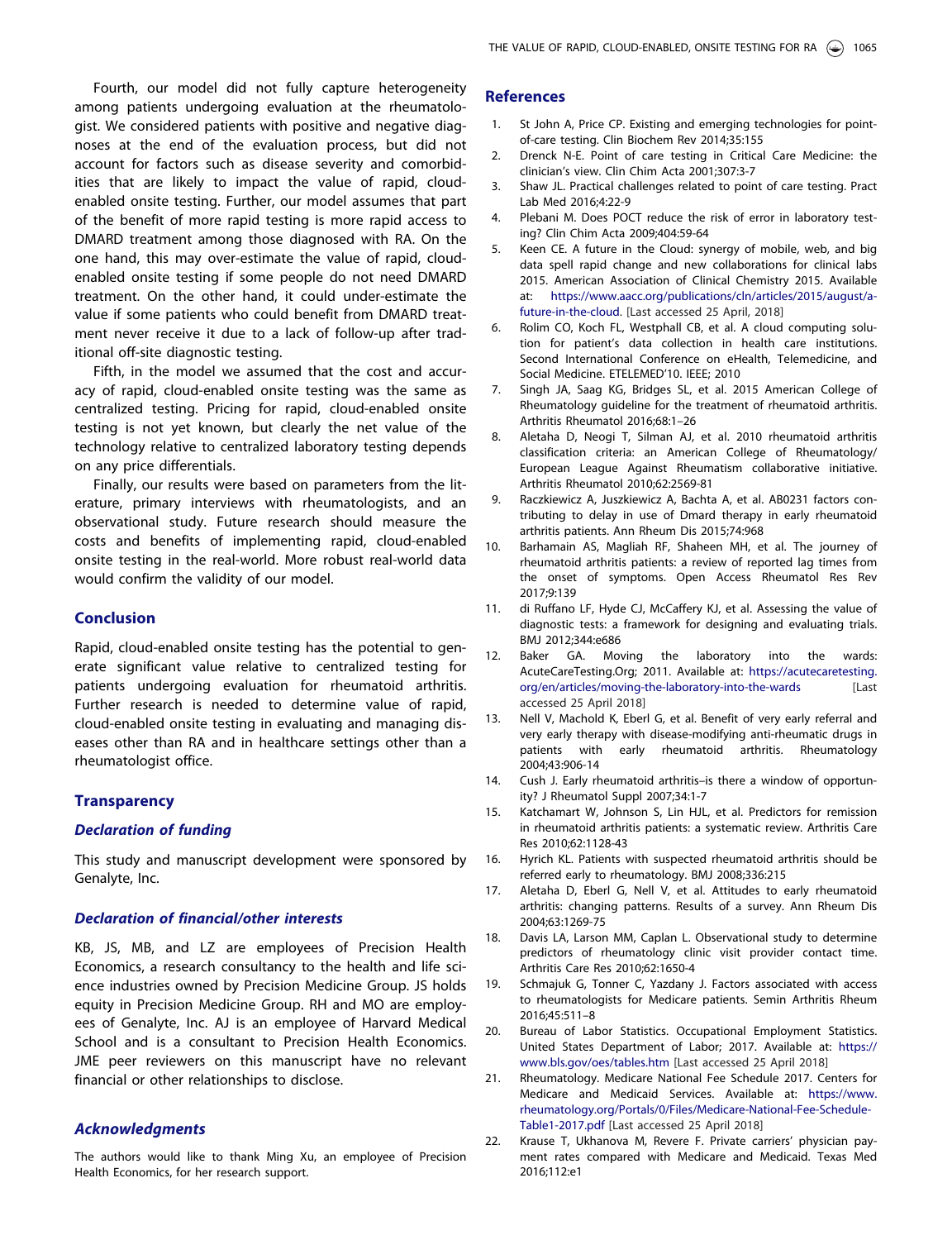Fourth, our model did not fully capture heterogeneity among patients undergoing evaluation at the rheumatologist. We considered patients with positive and negative diagnoses at the end of the evaluation process, but did not account for factors such as disease severity and comorbidities that are likely to impact the value of rapid, cloud-enabled onsite testing. Further, our model assumes that part of the benefit of more rapid testing is more rapid access to DMARD treatment among those diagnosed with RA. On the one hand, this may over-estimate the value of rapid, cloud-enabled onsite testing if some people do not need DMARD treatment. On the other hand, it could under-estimate the value if some patients who could benefit from DMARD treatment never receive it due to a lack of follow-up after traditional off-site diagnostic testing.

Fifth, in the model we assumed that the cost and accuracy of rapid, cloud-enabled onsite testing was the same as centralized testing. Pricing for rapid, cloud-enabled onsite testing is not yet known, but clearly the net value of the technology relative to centralized laboratory testing depends on any price differentials.

Finally, our results were based on parameters from the literature, primary interviews with rheumatologists, and an observational study. Future research should measure the costs and benefits of implementing rapid, cloud-enabled onsite testing in the real-world. More robust real-world data would confirm the validity of our model.

## Conclusion

Rapid, cloud-enabled onsite testing has the potential to generate significant value relative to centralized testing for patients undergoing evaluation for rheumatoid arthritis. Further research is needed to determine value of rapid, cloud-enabled onsite testing in evaluating and managing diseases other than RA and in healthcare settings other than a rheumatologist office.

## Transparency

### *Declaration of funding*

This study and manuscript development were sponsored by Genalyte, Inc.

### *Declaration of financial/other interests*

KB, JS, MB, and LZ are employees of Precision Health Economics, a research consultancy to the health and life science industries owned by Precision Medicine Group. JS holds equity in Precision Medicine Group. RH and MO are employees of Genalyte, Inc. AJ is an employee of Harvard Medical School and is a consultant to Precision Health Economics. JME peer reviewers on this manuscript have no relevant financial or other relationships to disclose.

### *Acknowledgments*

The authors would like to thank Ming Xu, an employee of Precision Health Economics, for her research support.

## References

1. St John A, Price CP. Existing and emerging technologies for point-of-care testing. Clin Biochem Rev 2014;35:155
2. Drenck N-E. Point of care testing in Critical Care Medicine: the clinician's view. Clin Chim Acta 2001;307:3-7
3. Shaw JL. Practical challenges related to point of care testing. Pract Lab Med 2016;4:22-9
4. Plebani M. Does POCT reduce the risk of error in laboratory testing? Clin Chim Acta 2009;404:59-64
5. Keen CE. A future in the Cloud: synergy of mobile, web, and big data spell rapid change and new collaborations for clinical labs 2015. American Association of Clinical Chemistry 2015. Available at: https://www.aacc.org/publications/cln/articles/2015/august/a-future-in-the-cloud. [Last accessed 25 April, 2018]
6. Rolim CO, Koch FL, Westphall CB, et al. A cloud computing solution for patient's data collection in health care institutions. Second International Conference on eHealth, Telemedicine, and Social Medicine. ETELEMED'10. IEEE; 2010
7. Singh JA, Saag KG, Bridges SL, et al. 2015 American College of Rheumatology guideline for the treatment of rheumatoid arthritis. Arthritis Rheumatol 2016;68:1–26
8. Aletaha D, Neogi T, Silman AJ, et al. 2010 rheumatoid arthritis classification criteria: an American College of Rheumatology/European League Against Rheumatism collaborative initiative. Arthritis Rheumatol 2010;62:2569-81
9. Raczkiewicz A, Juszkiewicz A, Bachta A, et al. AB0231 factors contributing to delay in use of Dmard therapy in early rheumatoid arthritis patients. Ann Rheum Dis 2015;74:968
10. Barhamain AS, Magliah RF, Shaheen MH, et al. The journey of rheumatoid arthritis patients: a review of reported lag times from the onset of symptoms. Open Access Rheumatol Res Rev 2017;9:139
11. di Ruffano LF, Hyde CJ, McCaffery KJ, et al. Assessing the value of diagnostic tests: a framework for designing and evaluating trials. BMJ 2012;344:e686
12. Baker GA. Moving the laboratory into the wards: AcuteCareTesting.Org; 2011. Available at: https://acutecaretesting.org/en/articles/moving-the-laboratory-into-the-wards [Last accessed 25 April 2018]
13. Nell V, Machold K, Eberl G, et al. Benefit of very early referral and very early therapy with disease-modifying anti-rheumatic drugs in patients with early rheumatoid arthritis. Rheumatology 2004;43:906-14
14. Cush J. Early rheumatoid arthritis–is there a window of opportunity? J Rheumatol Suppl 2007;34:1-7
15. Katchamart W, Johnson S, Lin HJL, et al. Predictors for remission in rheumatoid arthritis patients: a systematic review. Arthritis Care Res 2010;62:1128-43
16. Hyrich KL. Patients with suspected rheumatoid arthritis should be referred early to rheumatology. BMJ 2008;336:215
17. Aletaha D, Eberl G, Nell V, et al. Attitudes to early rheumatoid arthritis: changing patterns. Results of a survey. Ann Rheum Dis 2004;63:1269-75
18. Davis LA, Larson MM, Caplan L. Observational study to determine predictors of rheumatology clinic visit provider contact time. Arthritis Care Res 2010;62:1650-4
19. Schmajuk G, Tonner C, Yazdany J. Factors associated with access to rheumatologists for Medicare patients. Semin Arthritis Rheum 2016;45:511–8
20. Bureau of Labor Statistics. Occupational Employment Statistics. United States Department of Labor; 2017. Available at: https://www.bls.gov/oes/tables.htm [Last accessed 25 April 2018]
21. Rheumatology. Medicare National Fee Schedule 2017. Centers for Medicare and Medicaid Services. Available at: https://www.rheumatology.org/Portals/0/Files/Medicare-National-Fee-Schedule-Table1-2017.pdf [Last accessed 25 April 2018]
22. Krause T, Ukhanova M, Revere F. Private carriers' physician payment rates compared with Medicare and Medicaid. Texas Med 2016;112:e1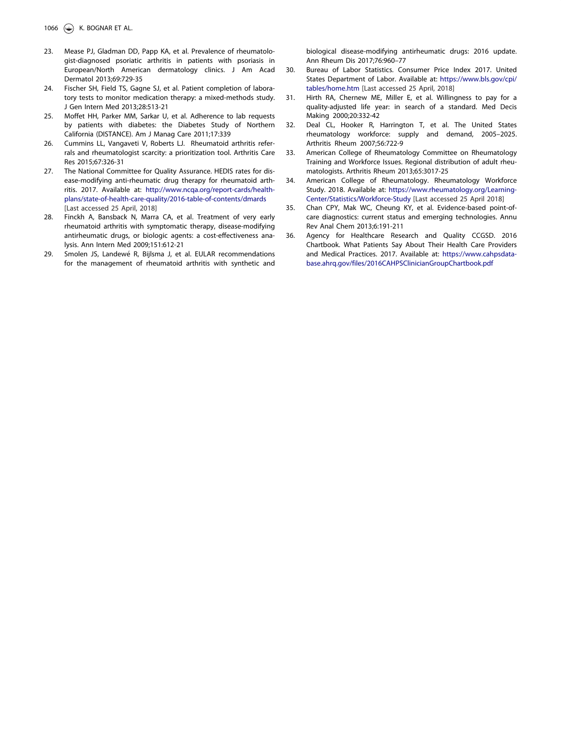23. Mease PJ, Gladman DD, Papp KA, et al. Prevalence of rheumatologist-diagnosed psoriatic arthritis in patients with psoriasis in European/North American dermatology clinics. J Am Acad Dermatol 2013;69:729-35
24. Fischer SH, Field TS, Gagne SJ, et al. Patient completion of laboratory tests to monitor medication therapy: a mixed-methods study. J Gen Intern Med 2013;28:513-21
25. Moffet HH, Parker MM, Sarkar U, et al. Adherence to lab requests by patients with diabetes: the Diabetes Study of Northern California (DISTANCE). Am J Manag Care 2011;17:339
26. Cummins LL, Vangaveti V, Roberts LJ. Rheumatoid arthritis referrals and rheumatologist scarcity: a prioritization tool. Arthritis Care Res 2015;67:326-31
27. The National Committee for Quality Assurance. HEDIS rates for disease-modifying anti-rheumatic drug therapy for rheumatoid arthritis. 2017. Available at: http://www.ncqa.org/report-cards/health-plans/state-of-health-care-quality/2016-table-of-contents/dmards [Last accessed 25 April, 2018]
28. Finckh A, Bansback N, Marra CA, et al. Treatment of very early rheumatoid arthritis with symptomatic therapy, disease-modifying antirheumatic drugs, or biologic agents: a cost-effectiveness analysis. Ann Intern Med 2009;151:612-21
29. Smolen JS, Landewé R, Bijlsma J, et al. EULAR recommendations for the management of rheumatoid arthritis with synthetic and biological disease-modifying antirheumatic drugs: 2016 update. Ann Rheum Dis 2017;76:960–77
30. Bureau of Labor Statistics. Consumer Price Index 2017. United States Department of Labor. Available at: https://www.bls.gov/cpi/tables/home.htm [Last accessed 25 April, 2018]
31. Hirth RA, Chernew ME, Miller E, et al. Willingness to pay for a quality-adjusted life year: in search of a standard. Med Decis Making 2000;20:332-42
32. Deal CL, Hooker R, Harrington T, et al. The United States rheumatology workforce: supply and demand, 2005–2025. Arthritis Rheum 2007;56:722-9
33. American College of Rheumatology Committee on Rheumatology Training and Workforce Issues. Regional distribution of adult rheumatologists. Arthritis Rheum 2013;65:3017-25
34. American College of Rheumatology. Rheumatology Workforce Study. 2018. Available at: https://www.rheumatology.org/Learning-Center/Statistics/Workforce-Study [Last accessed 25 April 2018]
35. Chan CPY, Mak WC, Cheung KY, et al. Evidence-based point-of-care diagnostics: current status and emerging technologies. Annu Rev Anal Chem 2013;6:191-211
36. Agency for Healthcare Research and Quality CCGSD. 2016 Chartbook. What Patients Say About Their Health Care Providers and Medical Practices. 2017. Available at: https://www.cahpsdatabase.ahrq.gov/files/2016CAHPSClinicianGroupChartbook.pdf